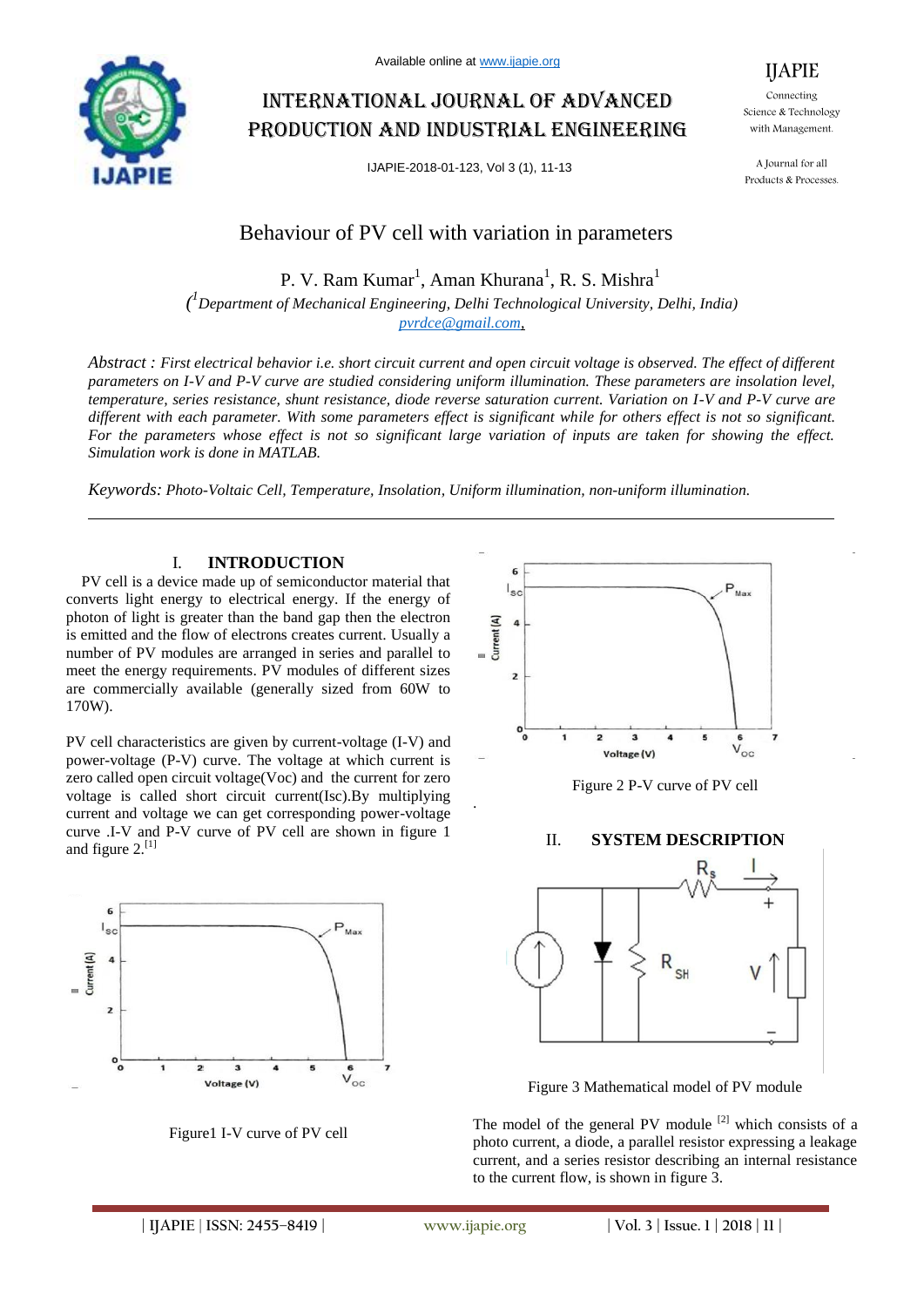Available online at www.ijapie.org

# International Journal of Advanced Production and Industrial Engineering

IJAPIE-2018-01-123, Vol 3 (1), 11-13

IJAPIE
Connecting Science & Technology with Management.
A Journal for all Products & Processes.

## Behaviour of PV cell with variation in parameters

P. V. Ram Kumar[1], Aman Khurana[1], R. S. Mishra[1]

([1]*Department of Mechanical Engineering, Delhi Technological University, Delhi, India)*

*pvrdce@gmail.com,*

*Abstract : First electrical behavior i.e. short circuit current and open circuit voltage is observed. The effect of different parameters on I-V and P-V curve are studied considering uniform illumination. These parameters are insolation level, temperature, series resistance, shunt resistance, diode reverse saturation current. Variation on I-V and P-V curve are different with each parameter. With some parameters effect is significant while for others effect is not so significant. For the parameters whose effect is not so significant large variation of inputs are taken for showing the effect. Simulation work is done in MATLAB.*

*Keywords: Photo-Voltaic Cell, Temperature, Insolation, Uniform illumination, non-uniform illumination.*

---

## I. INTRODUCTION

PV cell is a device made up of semiconductor material that converts light energy to electrical energy. If the energy of photon of light is greater than the band gap then the electron is emitted and the flow of electrons creates current. Usually a number of PV modules are arranged in series and parallel to meet the energy requirements. PV modules of different sizes are commercially available (generally sized from 60W to 170W).

PV cell characteristics are given by current-voltage (I-V) and power-voltage (P-V) curve. The voltage at which current is zero called open circuit voltage(Voc) and the current for zero voltage is called short circuit current(Isc).By multiplying current and voltage we can get corresponding power-voltage curve .I-V and P-V curve of PV cell are shown in figure 1 and figure 2.[1]

Figure1 I-V curve of PV cell

Figure 2 P-V curve of PV cell

## II. SYSTEM DESCRIPTION

Figure 3 Mathematical model of PV module

The model of the general PV module [2] which consists of a photo current, a diode, a parallel resistor expressing a leakage current, and a series resistor describing an internal resistance to the current flow, is shown in figure 3.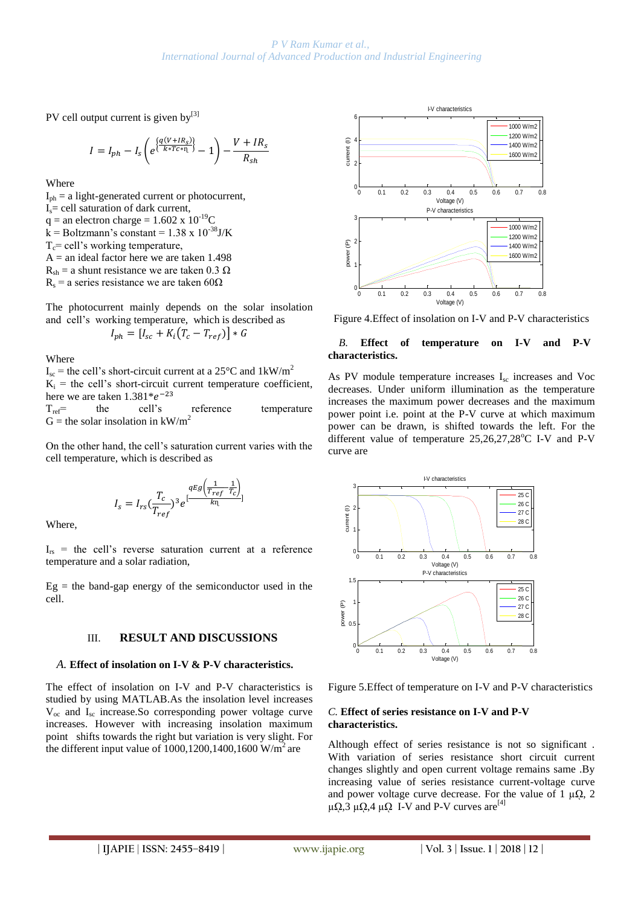PV cell output current is given by[3]

$$I = I_{ph} - I_s\left(e^{\left\{\frac{q(V+IR_s)}{k*Tc*\eta}\right\}} - 1\right) - \frac{V + IR_s}{R_{sh}}$$

Where

$I_{ph}$ = a light-generated current or photocurrent,
$I_s$= cell saturation of dark current,
q = an electron charge = 1.602 x $10^{-19}$C
k = Boltzmann's constant = 1.38 x $10^{-38}$J/K
$T_c$= cell's working temperature,
A = an ideal factor here we are taken 1.498
$R_{sh}$ = a shunt resistance we are taken 0.3 Ω
$R_s$ = a series resistance we are taken 60Ω

The photocurrent mainly depends on the solar insolation and cell's working temperature, which is described as

$$I_{ph} = [I_{sc} + K_i(T_c - T_{ref})] * G$$

Where

$I_{sc}$ = the cell's short-circuit current at a 25°C and 1kW/m$^2$
$K_i$ = the cell's short-circuit current temperature coefficient, here we are taken $1.381*e^{-23}$
$T_{ref}$= the cell's reference temperature
G = the solar insolation in kW/m$^2$

On the other hand, the cell's saturation current varies with the cell temperature, which is described as

$$I_s = I_{rs}\left(\frac{T_c}{T_{ref}}\right)^3 e^{\left[\frac{qEg\left(\frac{1}{T_{ref}}-\frac{1}{T_c}\right)}{k\eta}\right]}$$

Where,

$I_{rs}$ = the cell's reverse saturation current at a reference temperature and a solar radiation,

Eg = the band-gap energy of the semiconductor used in the cell.

## III. RESULT AND DISCUSSIONS

### *A.* Effect of insolation on I-V & P-V characteristics.

The effect of insolation on I-V and P-V characteristics is studied by using MATLAB.As the insolation level increases $V_{oc}$ and $I_{sc}$ increase.So corresponding power voltage curve increases. However with increasing insolation maximum point shifts towards the right but variation is very slight. For the different input value of 1000,1200,1400,1600 W/m$^2$ are

Figure 4.Effect of insolation on I-V and P-V characteristics

### *B.* Effect of temperature on I-V and P-V characteristics.

As PV module temperature increases $I_{sc}$ increases and Voc decreases. Under uniform illumination as the temperature increases the maximum power decreases and the maximum power point i.e. point at the P-V curve at which maximum power can be drawn, is shifted towards the left. For the different value of temperature 25,26,27,28°C I-V and P-V curve are

Figure 5.Effect of temperature on I-V and P-V characteristics

### *C.* Effect of series resistance on I-V and P-V characteristics.

Although effect of series resistance is not so significant . With variation of series resistance short circuit current changes slightly and open current voltage remains same .By increasing value of series resistance current-voltage curve and power voltage curve decrease. For the value of 1 μΩ, 2 μΩ,3 μΩ,4 μΩ I-V and P-V curves are[4]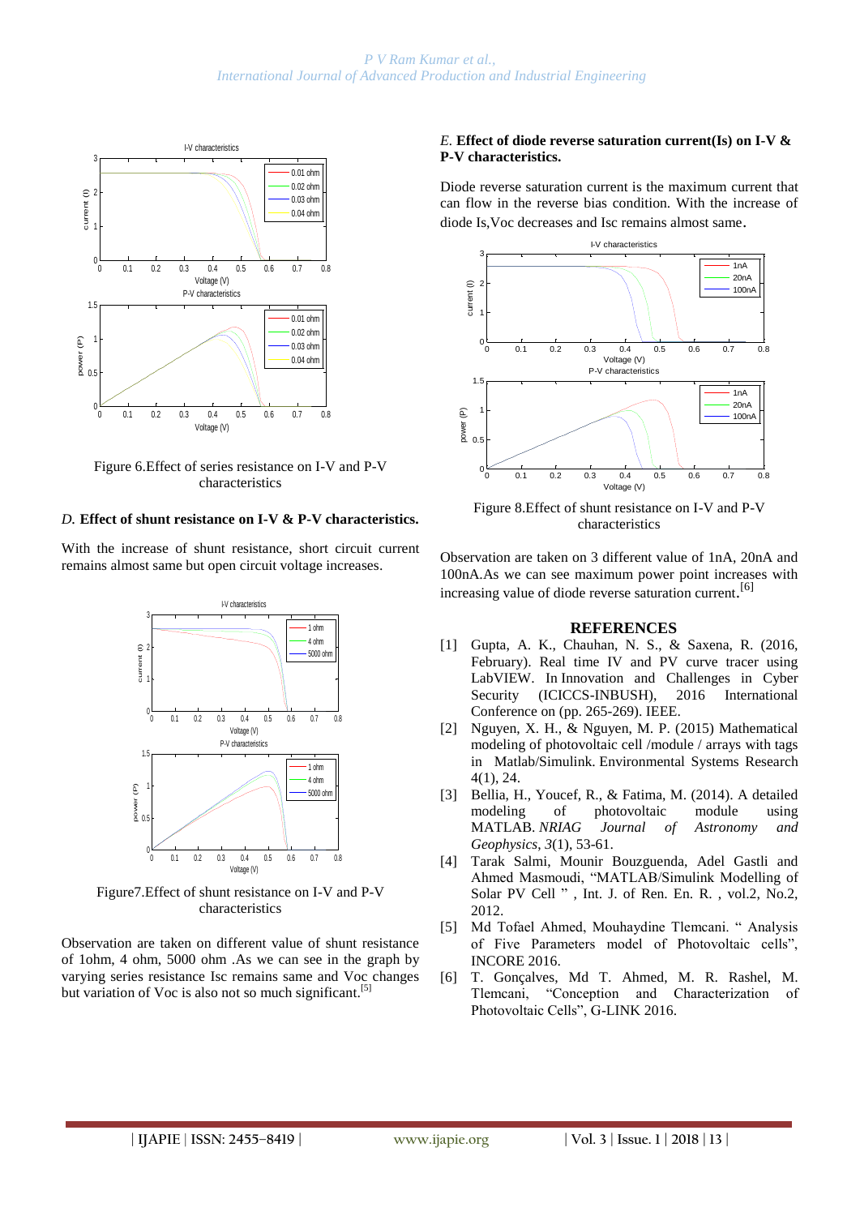I-V characteristics

current (I)

Voltage (V)

0.01 ohm
0.02 ohm
0.03 ohm
0.04 ohm

P-V characteristics

power (P)

Voltage (V)

0.01 ohm
0.02 ohm
0.03 ohm
0.04 ohm

Figure 6.Effect of series resistance on I-V and P-V characteristics

### *D.* Effect of shunt resistance on I-V & P-V characteristics.

With the increase of shunt resistance, short circuit current remains almost same but open circuit voltage increases.

I-V characteristics

current (I)

Voltage (V)

1 ohm
4 ohm
5000 ohm

P-V characteristics

power (P)

Voltage (V)

1 ohm
4 ohm
5000 ohm

Figure7.Effect of shunt resistance on I-V and P-V characteristics

Observation are taken on different value of shunt resistance of 1ohm, 4 ohm, 5000 ohm .As we can see in the graph by varying series resistance Isc remains same and Voc changes but variation of Voc is also not so much significant.[5]

### *E.* Effect of diode reverse saturation current(Is) on I-V & P-V characteristics.

Diode reverse saturation current is the maximum current that can flow in the reverse bias condition. With the increase of diode Is,Voc decreases and Isc remains almost same.

I-V characteristics

current (I)

Voltage (V)

1nA
20nA
100nA

P-V characteristics

power (P)

Voltage (V)

1nA
20nA
100nA

Figure 8.Effect of shunt resistance on I-V and P-V characteristics

Observation are taken on 3 different value of 1nA, 20nA and 100nA.As we can see maximum power point increases with increasing value of diode reverse saturation current.[6]

## REFERENCES

[1] Gupta, A. K., Chauhan, N. S., & Saxena, R. (2016, February). Real time IV and PV curve tracer using LabVIEW. In Innovation and Challenges in Cyber Security (ICICCS-INBUSH), 2016 International Conference on (pp. 265-269). IEEE.

[2] Nguyen, X. H., & Nguyen, M. P. (2015) Mathematical modeling of photovoltaic cell /module / arrays with tags in Matlab/Simulink. Environmental Systems Research 4(1), 24.

[3] Bellia, H., Youcef, R., & Fatima, M. (2014). A detailed modeling of photovoltaic module using MATLAB. *NRIAG Journal of Astronomy and Geophysics*, *3*(1), 53-61.

[4] Tarak Salmi, Mounir Bouzguenda, Adel Gastli and Ahmed Masmoudi, "MATLAB/Simulink Modelling of Solar PV Cell " , Int. J. of Ren. En. R. , vol.2, No.2, 2012.

[5] Md Tofael Ahmed, Mouhaydine Tlemcani. " Analysis of Five Parameters model of Photovoltaic cells", INCORE 2016.

[6] T. Gonçalves, Md T. Ahmed, M. R. Rashel, M. Tlemcani, "Conception and Characterization of Photovoltaic Cells", G-LINK 2016.